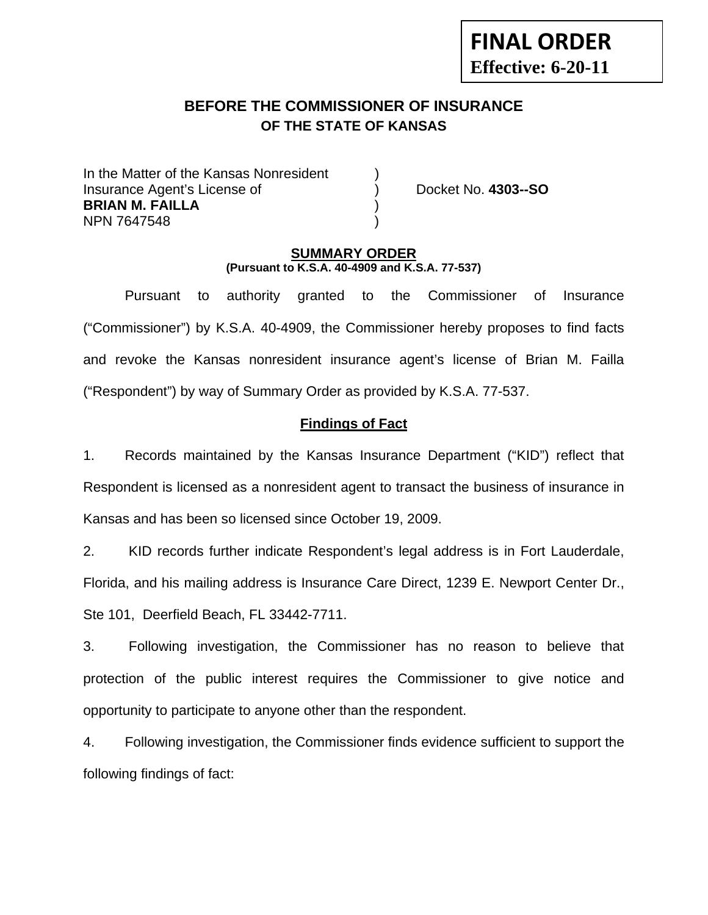**FINAL ORDER**
**Effective: 6-20-11**

# BEFORE THE COMMISSIONER OF INSURANCE
## OF THE STATE OF KANSAS

In the Matter of the Kansas Nonresident )
Insurance Agent's License of ) Docket No. **4303--SO**
**BRIAN M. FAILLA** )
NPN 7647548 )

**SUMMARY ORDER**
**(Pursuant to K.S.A. 40-4909 and K.S.A. 77-537)**

Pursuant to authority granted to the Commissioner of Insurance ("Commissioner") by K.S.A. 40-4909, the Commissioner hereby proposes to find facts and revoke the Kansas nonresident insurance agent's license of Brian M. Failla ("Respondent") by way of Summary Order as provided by K.S.A. 77-537.

**Findings of Fact**

1. Records maintained by the Kansas Insurance Department ("KID") reflect that Respondent is licensed as a nonresident agent to transact the business of insurance in Kansas and has been so licensed since October 19, 2009.

2. KID records further indicate Respondent's legal address is in Fort Lauderdale, Florida, and his mailing address is Insurance Care Direct, 1239 E. Newport Center Dr., Ste 101, Deerfield Beach, FL 33442-7711.

3. Following investigation, the Commissioner has no reason to believe that protection of the public interest requires the Commissioner to give notice and opportunity to participate to anyone other than the respondent.

4. Following investigation, the Commissioner finds evidence sufficient to support the following findings of fact: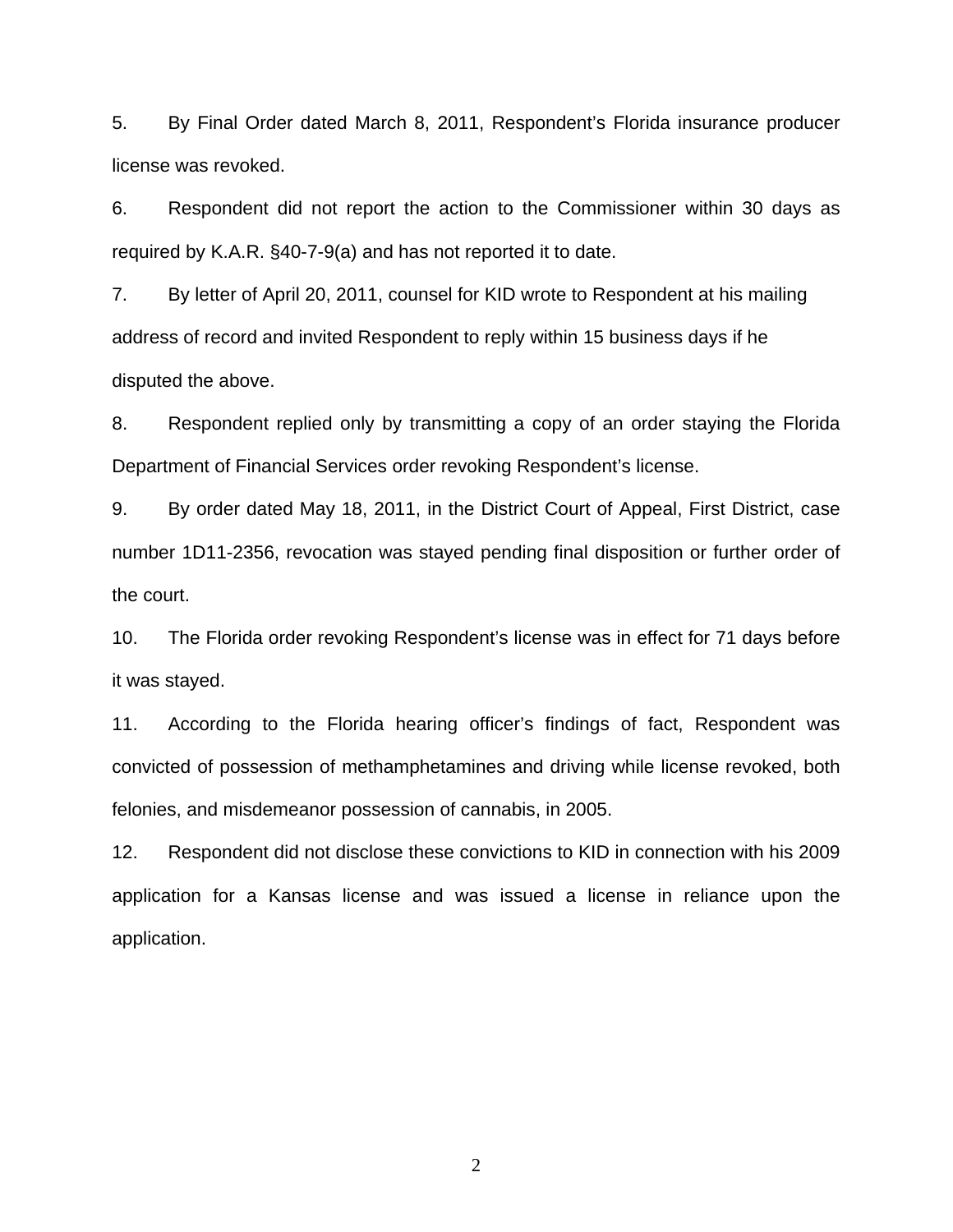5. By Final Order dated March 8, 2011, Respondent's Florida insurance producer license was revoked.

6. Respondent did not report the action to the Commissioner within 30 days as required by K.A.R. §40-7-9(a) and has not reported it to date.

7. By letter of April 20, 2011, counsel for KID wrote to Respondent at his mailing address of record and invited Respondent to reply within 15 business days if he disputed the above.

8. Respondent replied only by transmitting a copy of an order staying the Florida Department of Financial Services order revoking Respondent's license.

9. By order dated May 18, 2011, in the District Court of Appeal, First District, case number 1D11-2356, revocation was stayed pending final disposition or further order of the court.

10. The Florida order revoking Respondent's license was in effect for 71 days before it was stayed.

11. According to the Florida hearing officer's findings of fact, Respondent was convicted of possession of methamphetamines and driving while license revoked, both felonies, and misdemeanor possession of cannabis, in 2005.

12. Respondent did not disclose these convictions to KID in connection with his 2009 application for a Kansas license and was issued a license in reliance upon the application.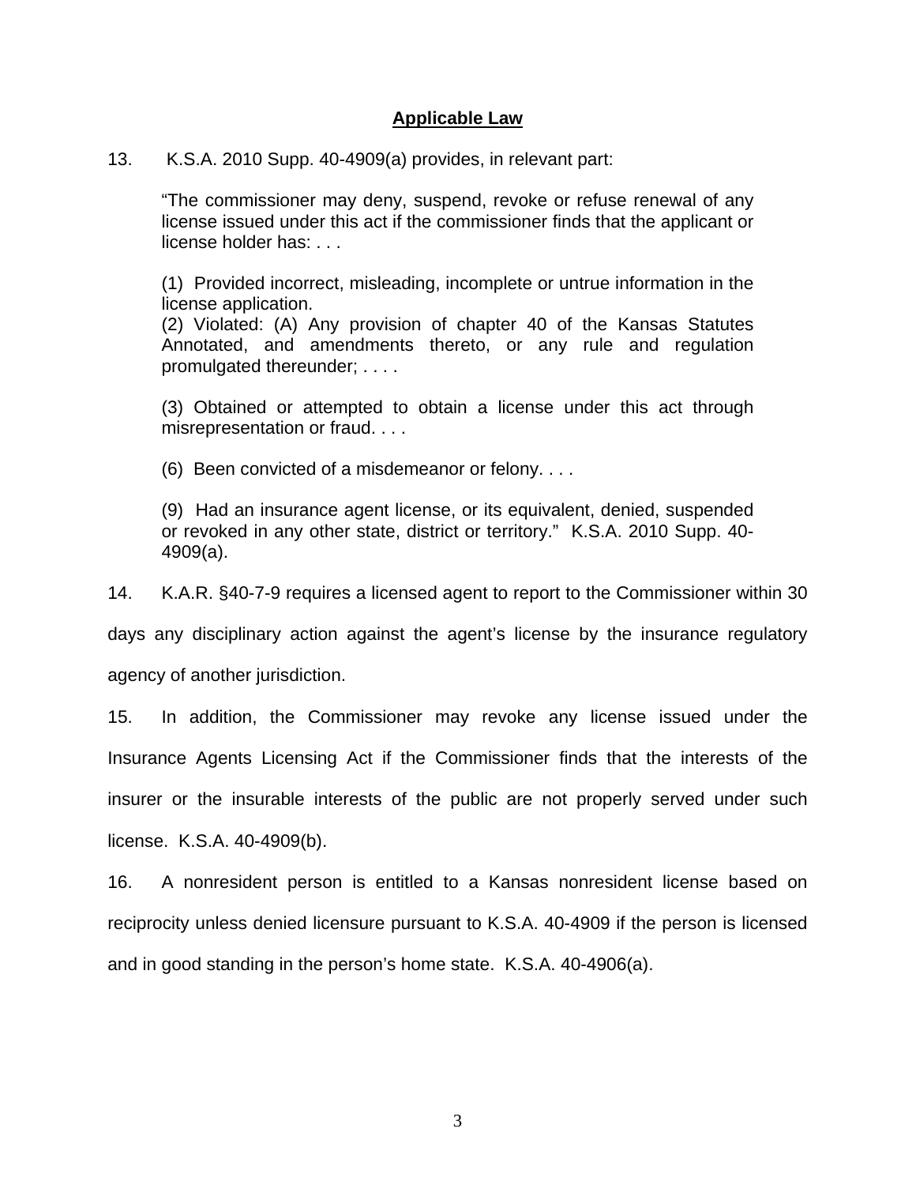## Applicable Law

13. K.S.A. 2010 Supp. 40-4909(a) provides, in relevant part:

> "The commissioner may deny, suspend, revoke or refuse renewal of any license issued under this act if the commissioner finds that the applicant or license holder has: . . .
>
> (1) Provided incorrect, misleading, incomplete or untrue information in the license application.
> (2) Violated: (A) Any provision of chapter 40 of the Kansas Statutes Annotated, and amendments thereto, or any rule and regulation promulgated thereunder; . . . .
>
> (3) Obtained or attempted to obtain a license under this act through misrepresentation or fraud. . . .
>
> (6) Been convicted of a misdemeanor or felony. . . .
>
> (9) Had an insurance agent license, or its equivalent, denied, suspended or revoked in any other state, district or territory." K.S.A. 2010 Supp. 40-4909(a).

14. K.A.R. §40-7-9 requires a licensed agent to report to the Commissioner within 30 days any disciplinary action against the agent's license by the insurance regulatory agency of another jurisdiction.

15. In addition, the Commissioner may revoke any license issued under the Insurance Agents Licensing Act if the Commissioner finds that the interests of the insurer or the insurable interests of the public are not properly served under such license. K.S.A. 40-4909(b).

16. A nonresident person is entitled to a Kansas nonresident license based on reciprocity unless denied licensure pursuant to K.S.A. 40-4909 if the person is licensed and in good standing in the person's home state. K.S.A. 40-4906(a).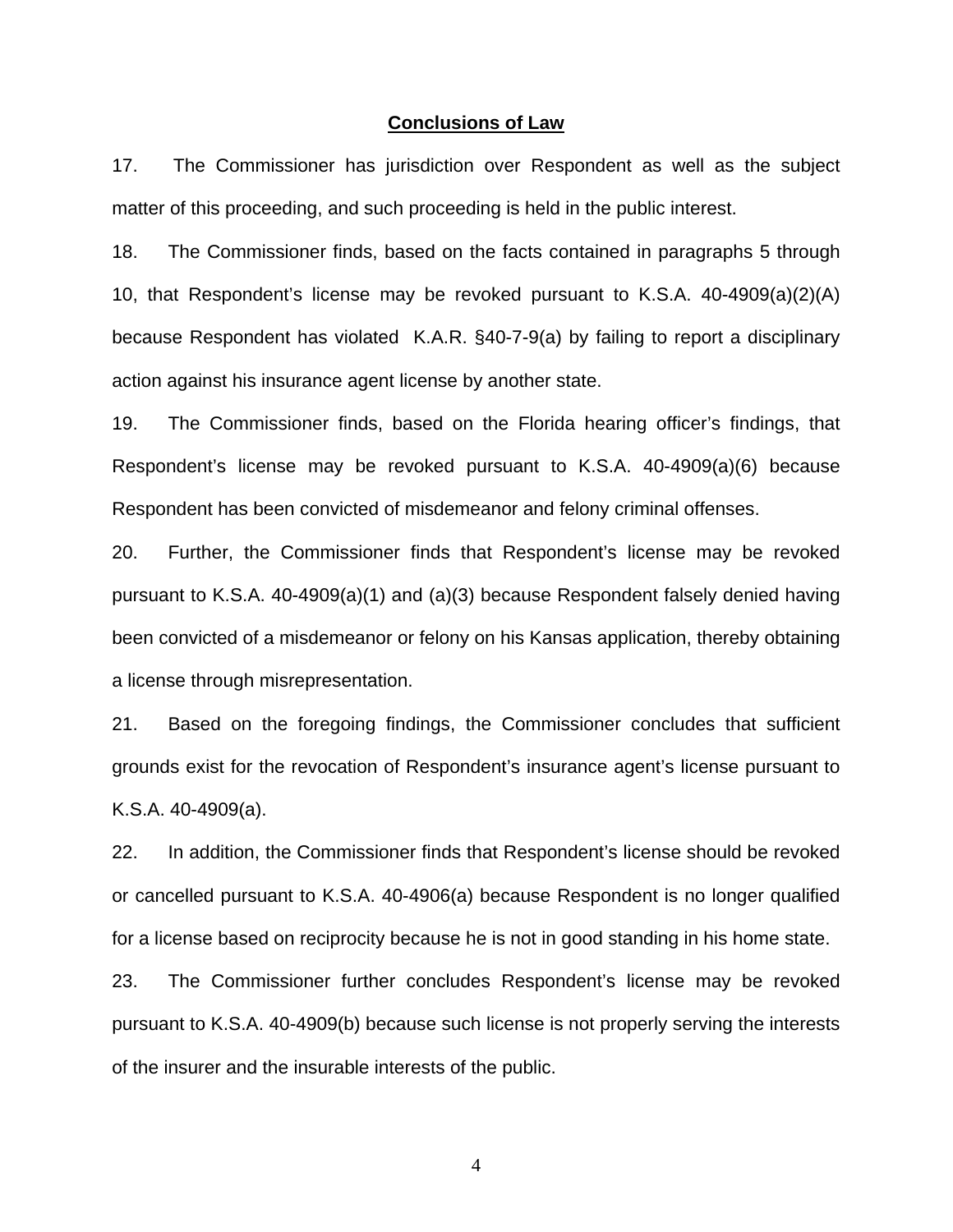## Conclusions of Law

17. The Commissioner has jurisdiction over Respondent as well as the subject matter of this proceeding, and such proceeding is held in the public interest.

18. The Commissioner finds, based on the facts contained in paragraphs 5 through 10, that Respondent's license may be revoked pursuant to K.S.A. 40-4909(a)(2)(A) because Respondent has violated K.A.R. §40-7-9(a) by failing to report a disciplinary action against his insurance agent license by another state.

19. The Commissioner finds, based on the Florida hearing officer's findings, that Respondent's license may be revoked pursuant to K.S.A. 40-4909(a)(6) because Respondent has been convicted of misdemeanor and felony criminal offenses.

20. Further, the Commissioner finds that Respondent's license may be revoked pursuant to K.S.A. 40-4909(a)(1) and (a)(3) because Respondent falsely denied having been convicted of a misdemeanor or felony on his Kansas application, thereby obtaining a license through misrepresentation.

21. Based on the foregoing findings, the Commissioner concludes that sufficient grounds exist for the revocation of Respondent's insurance agent's license pursuant to K.S.A. 40-4909(a).

22. In addition, the Commissioner finds that Respondent's license should be revoked or cancelled pursuant to K.S.A. 40-4906(a) because Respondent is no longer qualified for a license based on reciprocity because he is not in good standing in his home state.

23. The Commissioner further concludes Respondent's license may be revoked pursuant to K.S.A. 40-4909(b) because such license is not properly serving the interests of the insurer and the insurable interests of the public.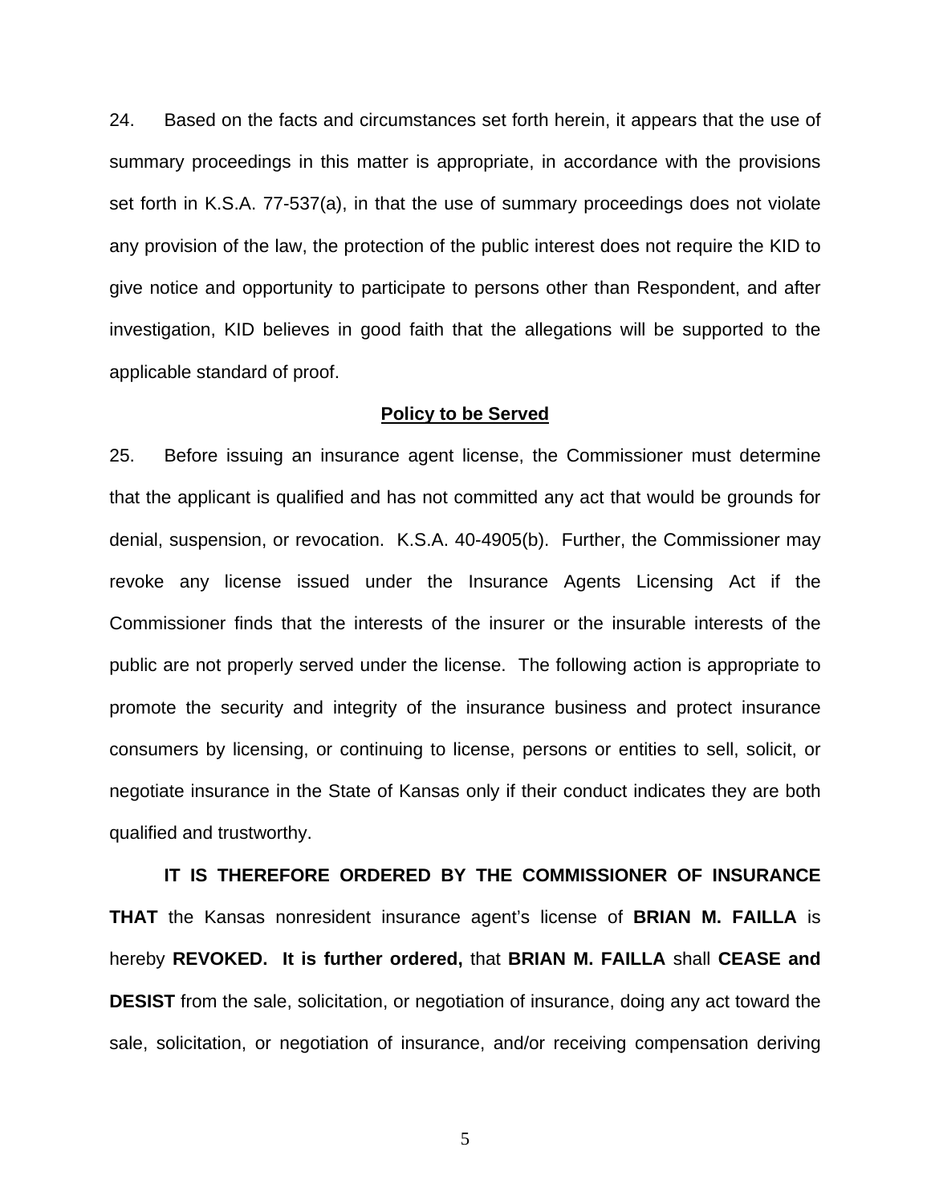24. Based on the facts and circumstances set forth herein, it appears that the use of summary proceedings in this matter is appropriate, in accordance with the provisions set forth in K.S.A. 77-537(a), in that the use of summary proceedings does not violate any provision of the law, the protection of the public interest does not require the KID to give notice and opportunity to participate to persons other than Respondent, and after investigation, KID believes in good faith that the allegations will be supported to the applicable standard of proof.

**Policy to be Served**

25. Before issuing an insurance agent license, the Commissioner must determine that the applicant is qualified and has not committed any act that would be grounds for denial, suspension, or revocation. K.S.A. 40-4905(b). Further, the Commissioner may revoke any license issued under the Insurance Agents Licensing Act if the Commissioner finds that the interests of the insurer or the insurable interests of the public are not properly served under the license. The following action is appropriate to promote the security and integrity of the insurance business and protect insurance consumers by licensing, or continuing to license, persons or entities to sell, solicit, or negotiate insurance in the State of Kansas only if their conduct indicates they are both qualified and trustworthy.

**IT IS THEREFORE ORDERED BY THE COMMISSIONER OF INSURANCE THAT** the Kansas nonresident insurance agent's license of **BRIAN M. FAILLA** is hereby **REVOKED. It is further ordered,** that **BRIAN M. FAILLA** shall **CEASE and DESIST** from the sale, solicitation, or negotiation of insurance, doing any act toward the sale, solicitation, or negotiation of insurance, and/or receiving compensation deriving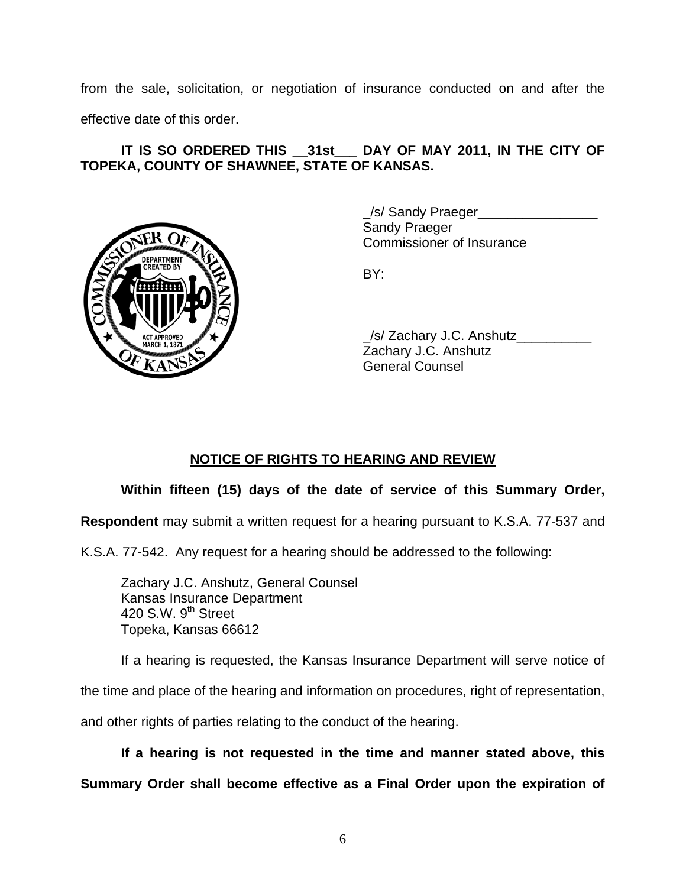from the sale, solicitation, or negotiation of insurance conducted on and after the effective date of this order.

**IT IS SO ORDERED THIS __31st___ DAY OF MAY 2011, IN THE CITY OF TOPEKA, COUNTY OF SHAWNEE, STATE OF KANSAS.**

_/s/ Sandy Praeger________________
Sandy Praeger
Commissioner of Insurance

BY:

_/s/ Zachary J.C. Anshutz__________
Zachary J.C. Anshutz
General Counsel

**NOTICE OF RIGHTS TO HEARING AND REVIEW**

**Within fifteen (15) days of the date of service of this Summary Order, Respondent** may submit a written request for a hearing pursuant to K.S.A. 77-537 and K.S.A. 77-542. Any request for a hearing should be addressed to the following:

Zachary J.C. Anshutz, General Counsel
Kansas Insurance Department
420 S.W. 9th Street
Topeka, Kansas 66612

If a hearing is requested, the Kansas Insurance Department will serve notice of the time and place of the hearing and information on procedures, right of representation, and other rights of parties relating to the conduct of the hearing.

**If a hearing is not requested in the time and manner stated above, this Summary Order shall become effective as a Final Order upon the expiration of**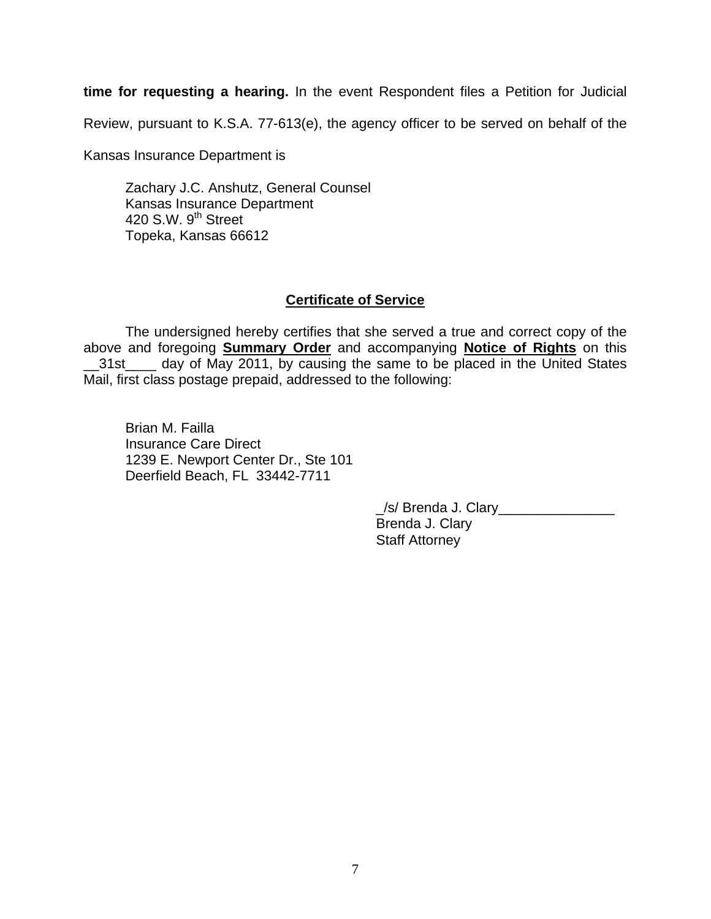**time for requesting a hearing.** In the event Respondent files a Petition for Judicial Review, pursuant to K.S.A. 77-613(e), the agency officer to be served on behalf of the Kansas Insurance Department is

Zachary J.C. Anshutz, General Counsel
Kansas Insurance Department
420 S.W. 9th Street
Topeka, Kansas 66612

## Certificate of Service

The undersigned hereby certifies that she served a true and correct copy of the above and foregoing **Summary Order** and accompanying **Notice of Rights** on this __31st____ day of May 2011, by causing the same to be placed in the United States Mail, first class postage prepaid, addressed to the following:

Brian M. Failla
Insurance Care Direct
1239 E. Newport Center Dr., Ste 101
Deerfield Beach, FL 33442-7711

_/s/ Brenda J. Clary_______________
Brenda J. Clary
Staff Attorney